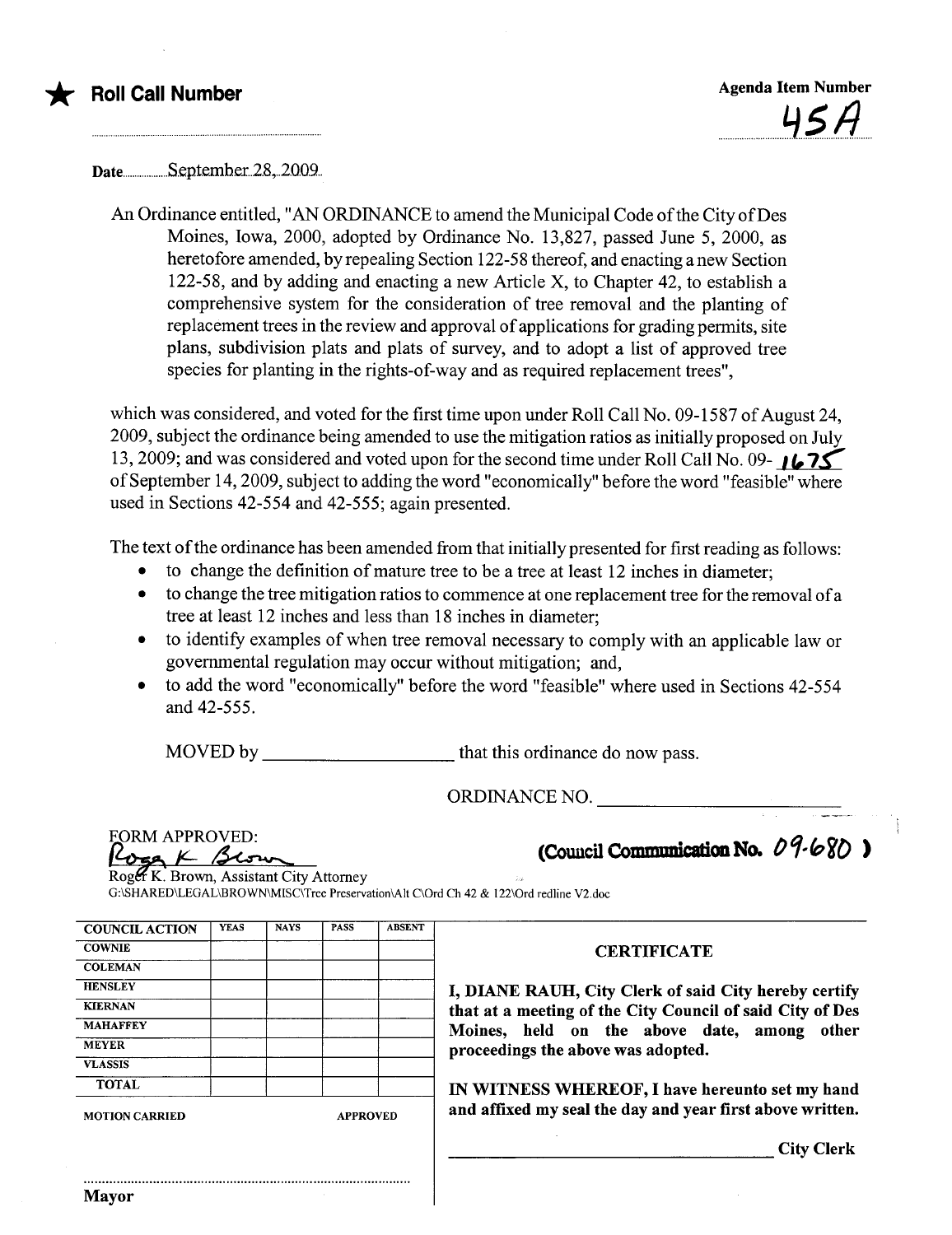★ **Roll Call Number**

**Agenda Item Number**

45A

Date September 28, 2009

An Ordinance entitled, "AN ORDINANCE to amend the Municipal Code of the City of Des Moines, Iowa, 2000, adopted by Ordinance No. 13,827, passed June 5, 2000, as heretofore amended, by repealing Section 122-58 thereof, and enacting a new Section 122-58, and by adding and enacting a new Article X, to Chapter 42, to establish a comprehensive system for the consideration of tree removal and the planting of replacement trees in the review and approval of applications for grading permits, site plans, subdivision plats and plats of survey, and to adopt a list of approved tree species for planting in the rights-of-way and as required replacement trees",

which was considered, and voted for the first time upon under Roll Call No. 09-1587 of August 24, 2009, subject the ordinance being amended to use the mitigation ratios as initially proposed on July 13, 2009; and was considered and voted upon for the second time under Roll Call No. 09- 1675 of September 14, 2009, subject to adding the word "economically" before the word "feasible" where used in Sections 42-554 and 42-555; again presented.

The text of the ordinance has been amended from that initially presented for first reading as follows:

- to change the definition of mature tree to be a tree at least 12 inches in diameter;
- to change the tree mitigation ratios to commence at one replacement tree for the removal of a tree at least 12 inches and less than 18 inches in diameter;
- to identify examples of when tree removal necessary to comply with an applicable law or governmental regulation may occur without mitigation; and,
- to add the word "economically" before the word "feasible" where used in Sections 42-554 and 42-555.

MOVED by ____________________ that this ordinance do now pass.

ORDINANCE NO. ________________________

FORM APPROVED:

Roger K. Brown

Roger K. Brown, Assistant City Attorney

G:\SHARED\LEGAL\BROWN\MISC\Tree Preservation\Alt C\Ord Ch 42 & 122\Ord redline V2.doc

**(Council Communication No. 09-680)**

| COUNCIL ACTION | YEAS | NAYS | PASS | ABSENT |
|---|---|---|---|---|
| COWNIE | | | | |
| COLEMAN | | | | |
| HENSLEY | | | | |
| KIERNAN | | | | |
| MAHAFFEY | | | | |
| MEYER | | | | |
| VLASSIS | | | | |
| TOTAL | | | | |

MOTION CARRIED APPROVED

Mayor

**CERTIFICATE**

**I, DIANE RAUH, City Clerk of said City hereby certify that at a meeting of the City Council of said City of Des Moines, held on the above date, among other proceedings the above was adopted.**

**IN WITNESS WHEREOF, I have hereunto set my hand and affixed my seal the day and year first above written.**

________________________________ **City Clerk**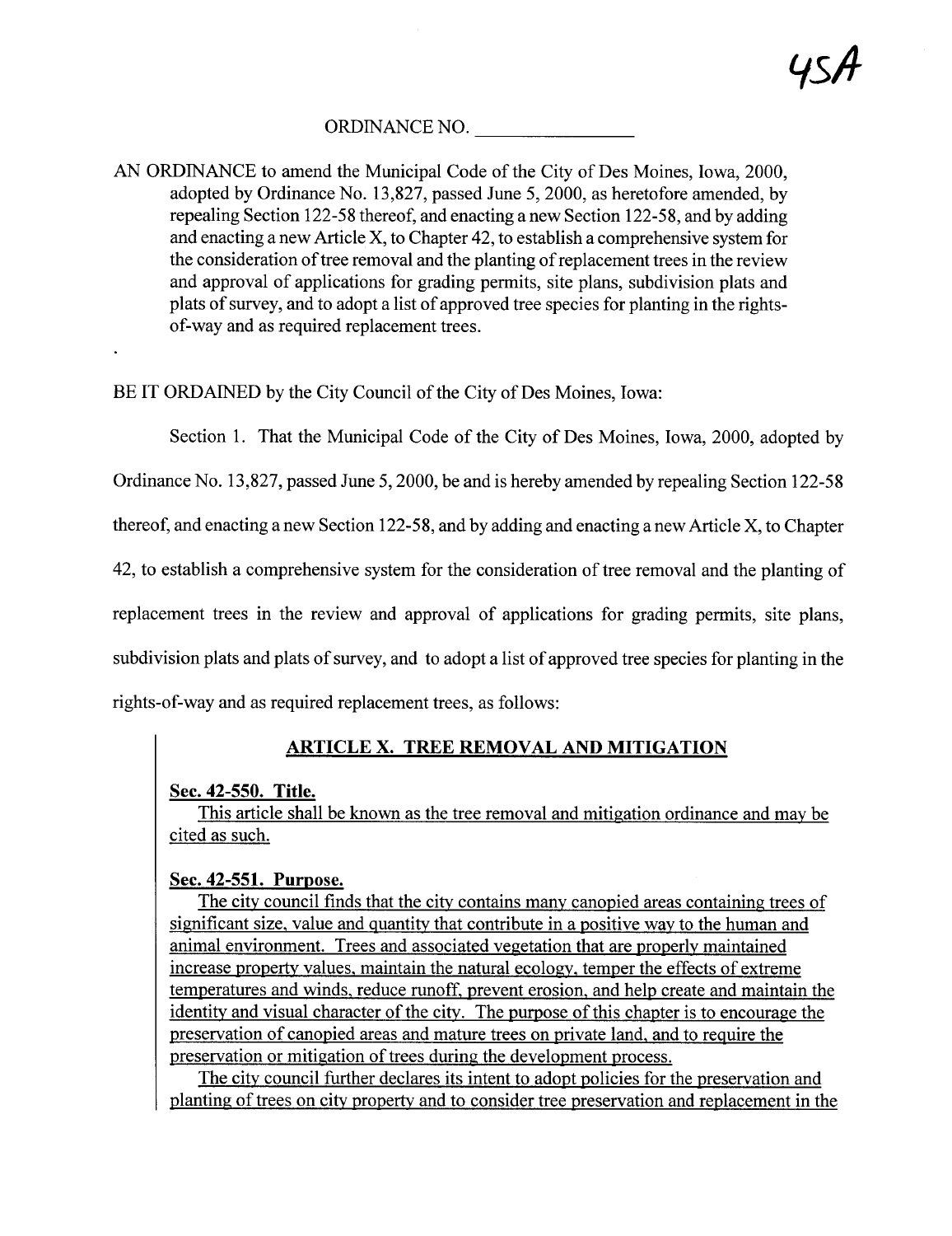45A

ORDINANCE NO. ________________

AN ORDINANCE to amend the Municipal Code of the City of Des Moines, Iowa, 2000, adopted by Ordinance No. 13,827, passed June 5, 2000, as heretofore amended, by repealing Section 122-58 thereof, and enacting a new Section 122-58, and by adding and enacting a new Article X, to Chapter 42, to establish a comprehensive system for the consideration of tree removal and the planting of replacement trees in the review and approval of applications for grading permits, site plans, subdivision plats and plats of survey, and to adopt a list of approved tree species for planting in the rights-of-way and as required replacement trees.

BE IT ORDAINED by the City Council of the City of Des Moines, Iowa:

Section 1. That the Municipal Code of the City of Des Moines, Iowa, 2000, adopted by Ordinance No. 13,827, passed June 5, 2000, be and is hereby amended by repealing Section 122-58 thereof, and enacting a new Section 122-58, and by adding and enacting a new Article X, to Chapter 42, to establish a comprehensive system for the consideration of tree removal and the planting of replacement trees in the review and approval of applications for grading permits, site plans, subdivision plats and plats of survey, and to adopt a list of approved tree species for planting in the rights-of-way and as required replacement trees, as follows:

## ARTICLE X. TREE REMOVAL AND MITIGATION

### Sec. 42-550. Title.

This article shall be known as the tree removal and mitigation ordinance and may be cited as such.

### Sec. 42-551. Purpose.

The city council finds that the city contains many canopied areas containing trees of significant size, value and quantity that contribute in a positive way to the human and animal environment. Trees and associated vegetation that are properly maintained increase property values, maintain the natural ecology, temper the effects of extreme temperatures and winds, reduce runoff, prevent erosion, and help create and maintain the identity and visual character of the city. The purpose of this chapter is to encourage the preservation of canopied areas and mature trees on private land, and to require the preservation or mitigation of trees during the development process.

The city council further declares its intent to adopt policies for the preservation and planting of trees on city property and to consider tree preservation and replacement in the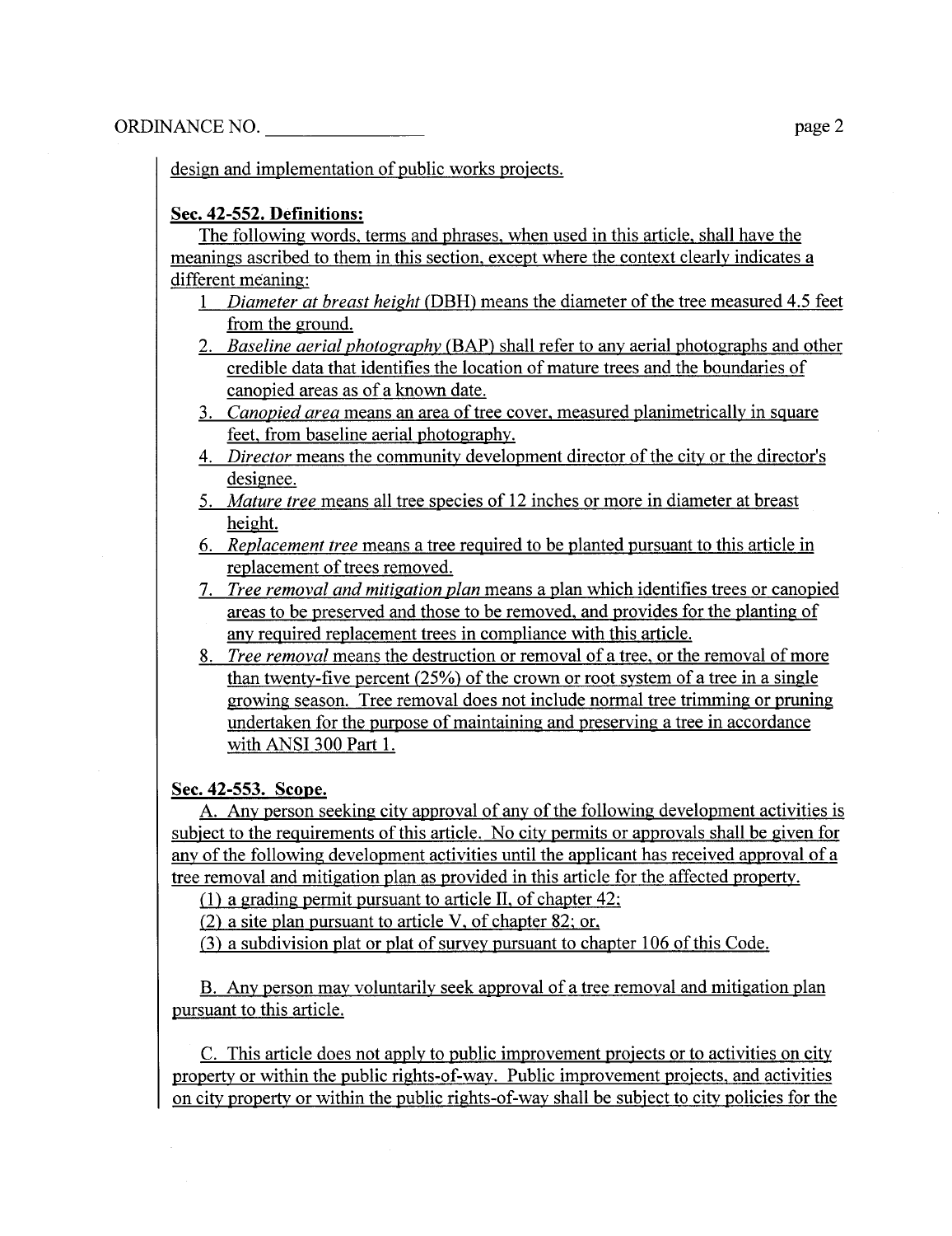design and implementation of public works projects.

**Sec. 42-552. Definitions:**

The following words, terms and phrases, when used in this article, shall have the meanings ascribed to them in this section, except where the context clearly indicates a different meaning:

1. *Diameter at breast height* (DBH) means the diameter of the tree measured 4.5 feet from the ground.
2. *Baseline aerial photography* (BAP) shall refer to any aerial photographs and other credible data that identifies the location of mature trees and the boundaries of canopied areas as of a known date.
3. *Canopied area* means an area of tree cover, measured planimetrically in square feet, from baseline aerial photography.
4. *Director* means the community development director of the city or the director's designee.
5. *Mature tree* means all tree species of 12 inches or more in diameter at breast height.
6. *Replacement tree* means a tree required to be planted pursuant to this article in replacement of trees removed.
7. *Tree removal and mitigation plan* means a plan which identifies trees or canopied areas to be preserved and those to be removed, and provides for the planting of any required replacement trees in compliance with this article.
8. *Tree removal* means the destruction or removal of a tree, or the removal of more than twenty-five percent (25%) of the crown or root system of a tree in a single growing season. Tree removal does not include normal tree trimming or pruning undertaken for the purpose of maintaining and preserving a tree in accordance with ANSI 300 Part 1.

**Sec. 42-553. Scope.**

A. Any person seeking city approval of any of the following development activities is subject to the requirements of this article. No city permits or approvals shall be given for any of the following development activities until the applicant has received approval of a tree removal and mitigation plan as provided in this article for the affected property.

(1) a grading permit pursuant to article II, of chapter 42;

(2) a site plan pursuant to article V, of chapter 82; or,

(3) a subdivision plat or plat of survey pursuant to chapter 106 of this Code.

B. Any person may voluntarily seek approval of a tree removal and mitigation plan pursuant to this article.

C. This article does not apply to public improvement projects or to activities on city property or within the public rights-of-way. Public improvement projects, and activities on city property or within the public rights-of-way shall be subject to city policies for the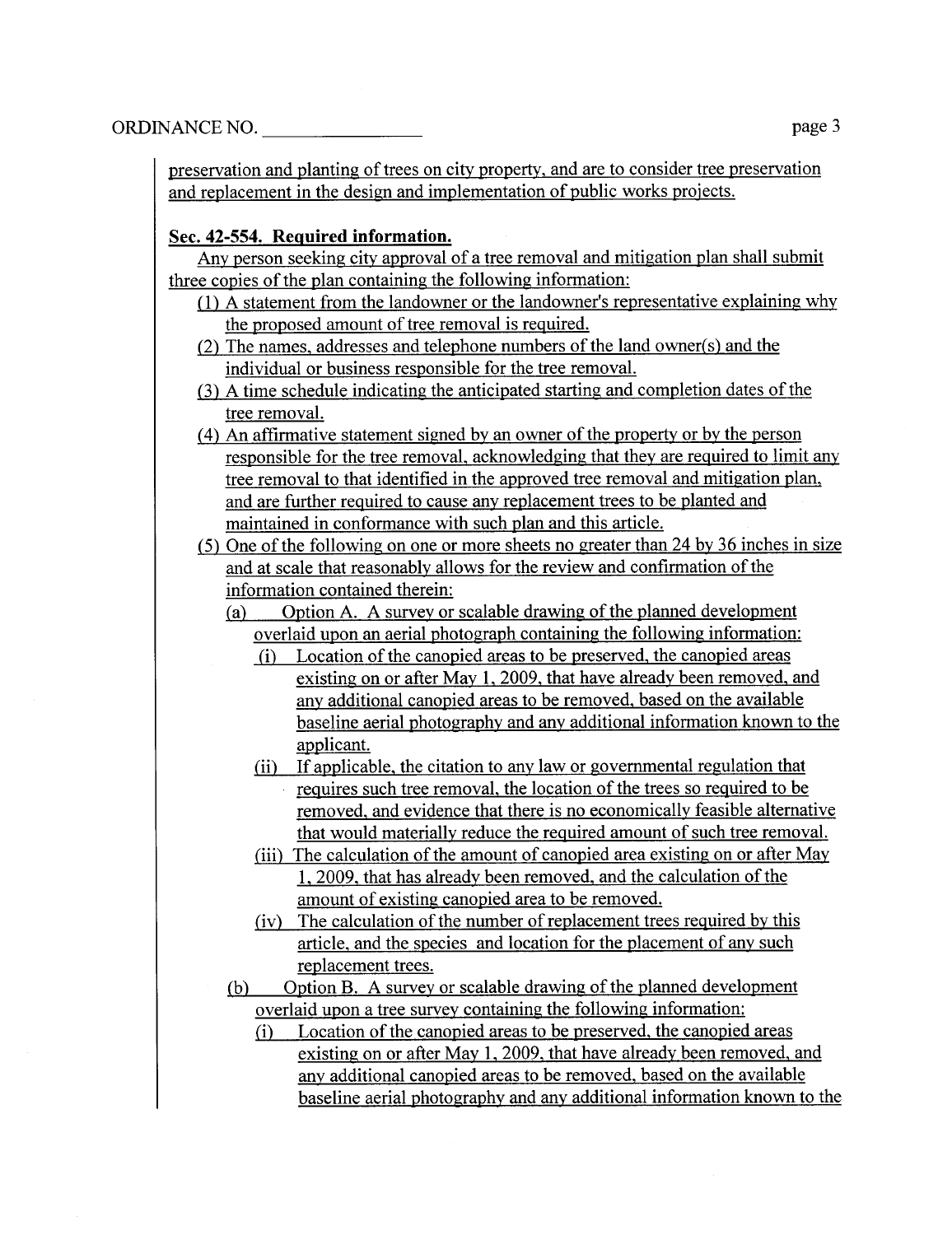preservation and planting of trees on city property, and are to consider tree preservation and replacement in the design and implementation of public works projects.

**Sec. 42-554. Required information.**

Any person seeking city approval of a tree removal and mitigation plan shall submit three copies of the plan containing the following information:

(1) A statement from the landowner or the landowner's representative explaining why the proposed amount of tree removal is required.

(2) The names, addresses and telephone numbers of the land owner(s) and the individual or business responsible for the tree removal.

(3) A time schedule indicating the anticipated starting and completion dates of the tree removal.

(4) An affirmative statement signed by an owner of the property or by the person responsible for the tree removal, acknowledging that they are required to limit any tree removal to that identified in the approved tree removal and mitigation plan, and are further required to cause any replacement trees to be planted and maintained in conformance with such plan and this article.

(5) One of the following on one or more sheets no greater than 24 by 36 inches in size and at scale that reasonably allows for the review and confirmation of the information contained therein:

(a) Option A. A survey or scalable drawing of the planned development overlaid upon an aerial photograph containing the following information:

(i) Location of the canopied areas to be preserved, the canopied areas existing on or after May 1, 2009, that have already been removed, and any additional canopied areas to be removed, based on the available baseline aerial photography and any additional information known to the applicant.

(ii) If applicable, the citation to any law or governmental regulation that requires such tree removal, the location of the trees so required to be removed, and evidence that there is no economically feasible alternative that would materially reduce the required amount of such tree removal.

(iii) The calculation of the amount of canopied area existing on or after May 1, 2009, that has already been removed, and the calculation of the amount of existing canopied area to be removed.

(iv) The calculation of the number of replacement trees required by this article, and the species and location for the placement of any such replacement trees.

(b) Option B. A survey or scalable drawing of the planned development overlaid upon a tree survey containing the following information:

(i) Location of the canopied areas to be preserved, the canopied areas existing on or after May 1, 2009, that have already been removed, and any additional canopied areas to be removed, based on the available baseline aerial photography and any additional information known to the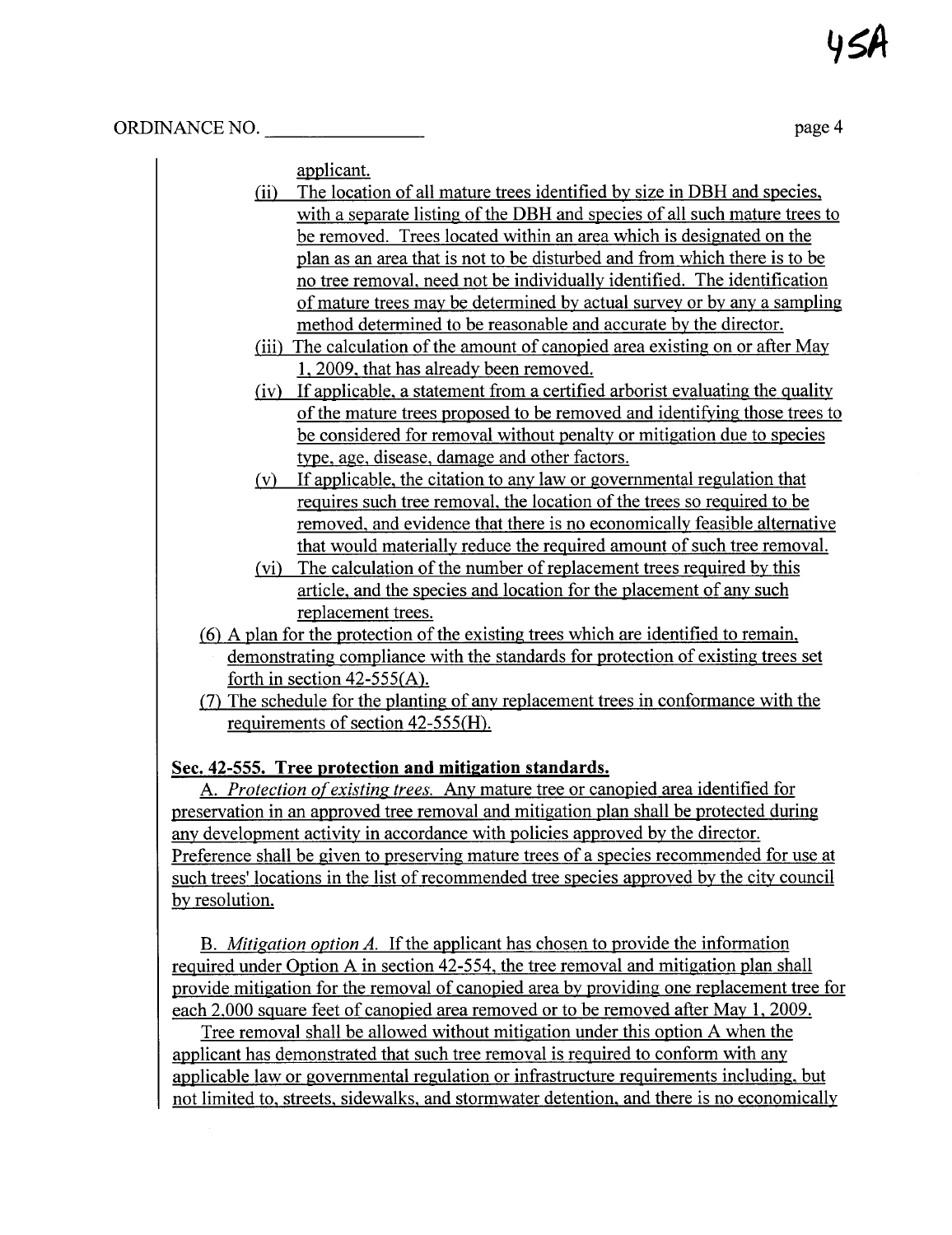applicant.

(ii) The location of all mature trees identified by size in DBH and species, with a separate listing of the DBH and species of all such mature trees to be removed. Trees located within an area which is designated on the plan as an area that is not to be disturbed and from which there is to be no tree removal, need not be individually identified. The identification of mature trees may be determined by actual survey or by any a sampling method determined to be reasonable and accurate by the director.

(iii) The calculation of the amount of canopied area existing on or after May 1, 2009, that has already been removed.

(iv) If applicable, a statement from a certified arborist evaluating the quality of the mature trees proposed to be removed and identifying those trees to be considered for removal without penalty or mitigation due to species type, age, disease, damage and other factors.

(v) If applicable, the citation to any law or governmental regulation that requires such tree removal, the location of the trees so required to be removed, and evidence that there is no economically feasible alternative that would materially reduce the required amount of such tree removal.

(vi) The calculation of the number of replacement trees required by this article, and the species and location for the placement of any such replacement trees.

(6) A plan for the protection of the existing trees which are identified to remain, demonstrating compliance with the standards for protection of existing trees set forth in section 42-555(A).

(7) The schedule for the planting of any replacement trees in conformance with the requirements of section 42-555(H).

**Sec. 42-555. Tree protection and mitigation standards.**

A. *Protection of existing trees.* Any mature tree or canopied area identified for preservation in an approved tree removal and mitigation plan shall be protected during any development activity in accordance with policies approved by the director. Preference shall be given to preserving mature trees of a species recommended for use at such trees' locations in the list of recommended tree species approved by the city council by resolution.

B. *Mitigation option A.* If the applicant has chosen to provide the information required under Option A in section 42-554, the tree removal and mitigation plan shall provide mitigation for the removal of canopied area by providing one replacement tree for each 2,000 square feet of canopied area removed or to be removed after May 1, 2009.

Tree removal shall be allowed without mitigation under this option A when the applicant has demonstrated that such tree removal is required to conform with any applicable law or governmental regulation or infrastructure requirements including, but not limited to, streets, sidewalks, and stormwater detention, and there is no economically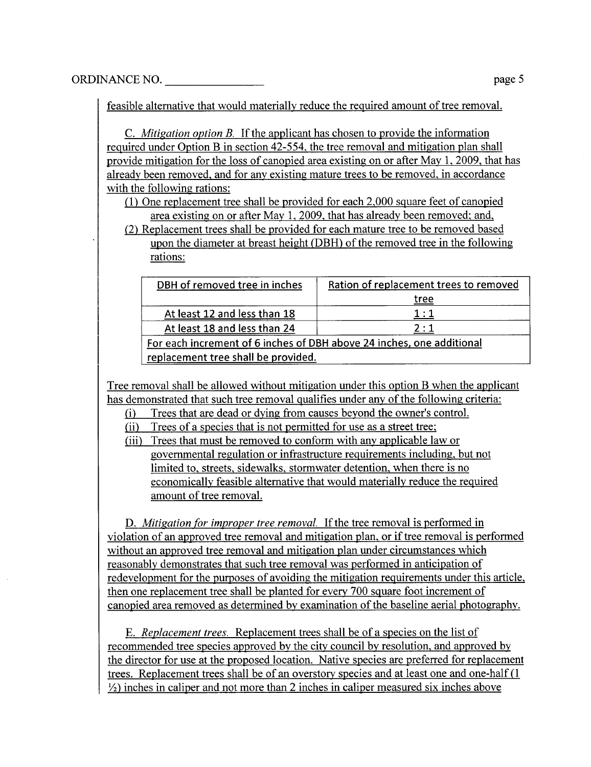feasible alternative that would materially reduce the required amount of tree removal.

C. *Mitigation option B.* If the applicant has chosen to provide the information required under Option B in section 42-554, the tree removal and mitigation plan shall provide mitigation for the loss of canopied area existing on or after May 1, 2009, that has already been removed, and for any existing mature trees to be removed, in accordance with the following rations:

(1) One replacement tree shall be provided for each 2,000 square feet of canopied area existing on or after May 1, 2009, that has already been removed; and,

(2) Replacement trees shall be provided for each mature tree to be removed based upon the diameter at breast height (DBH) of the removed tree in the following rations:

| DBH of removed tree in inches | Ration of replacement trees to removed tree |
|---|---|
| At least 12 and less than 18 | 1 : 1 |
| At least 18 and less than 24 | 2 : 1 |
| For each increment of 6 inches of DBH above 24 inches, one additional replacement tree shall be provided. | |

Tree removal shall be allowed without mitigation under this option B when the applicant has demonstrated that such tree removal qualifies under any of the following criteria:

(i) Trees that are dead or dying from causes beyond the owner's control.

(ii) Trees of a species that is not permitted for use as a street tree;

(iii) Trees that must be removed to conform with any applicable law or governmental regulation or infrastructure requirements including, but not limited to, streets, sidewalks, stormwater detention, when there is no economically feasible alternative that would materially reduce the required amount of tree removal.

D. *Mitigation for improper tree removal.* If the tree removal is performed in violation of an approved tree removal and mitigation plan, or if tree removal is performed without an approved tree removal and mitigation plan under circumstances which reasonably demonstrates that such tree removal was performed in anticipation of redevelopment for the purposes of avoiding the mitigation requirements under this article, then one replacement tree shall be planted for every 700 square foot increment of canopied area removed as determined by examination of the baseline aerial photography.

E. *Replacement trees.* Replacement trees shall be of a species on the list of recommended tree species approved by the city council by resolution, and approved by the director for use at the proposed location. Native species are preferred for replacement trees. Replacement trees shall be of an overstory species and at least one and one-half (1 ½) inches in caliper and not more than 2 inches in caliper measured six inches above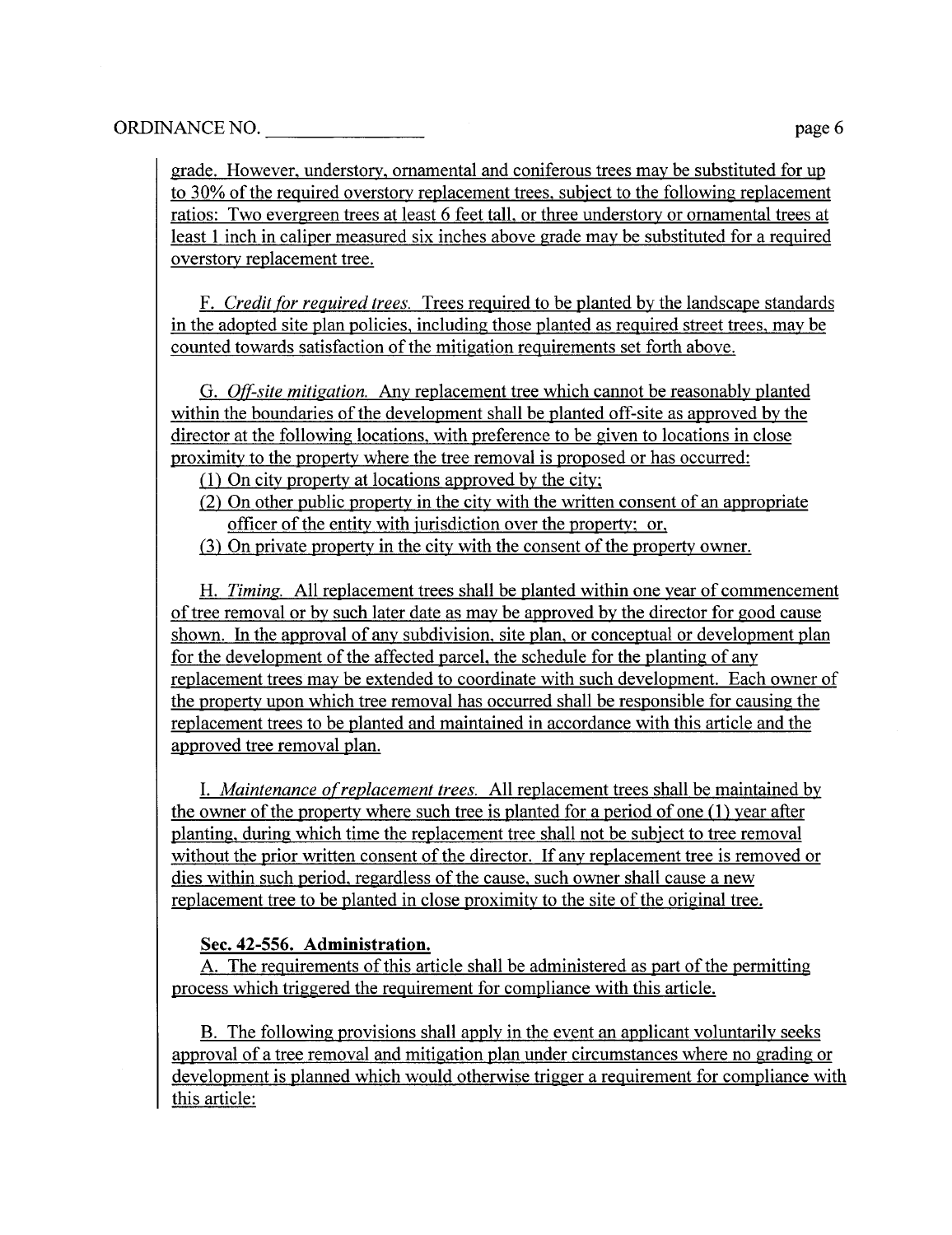grade. However, understory, ornamental and coniferous trees may be substituted for up to 30% of the required overstory replacement trees, subject to the following replacement ratios: Two evergreen trees at least 6 feet tall, or three understory or ornamental trees at least 1 inch in caliper measured six inches above grade may be substituted for a required overstory replacement tree.

F. *Credit for required trees.* Trees required to be planted by the landscape standards in the adopted site plan policies, including those planted as required street trees, may be counted towards satisfaction of the mitigation requirements set forth above.

G. *Off-site mitigation.* Any replacement tree which cannot be reasonably planted within the boundaries of the development shall be planted off-site as approved by the director at the following locations, with preference to be given to locations in close proximity to the property where the tree removal is proposed or has occurred:

(1) On city property at locations approved by the city;

(2) On other public property in the city with the written consent of an appropriate officer of the entity with jurisdiction over the property; or,

(3) On private property in the city with the consent of the property owner.

H. *Timing.* All replacement trees shall be planted within one year of commencement of tree removal or by such later date as may be approved by the director for good cause shown. In the approval of any subdivision, site plan, or conceptual or development plan for the development of the affected parcel, the schedule for the planting of any replacement trees may be extended to coordinate with such development. Each owner of the property upon which tree removal has occurred shall be responsible for causing the replacement trees to be planted and maintained in accordance with this article and the approved tree removal plan.

I. *Maintenance of replacement trees.* All replacement trees shall be maintained by the owner of the property where such tree is planted for a period of one (1) year after planting, during which time the replacement tree shall not be subject to tree removal without the prior written consent of the director. If any replacement tree is removed or dies within such period, regardless of the cause, such owner shall cause a new replacement tree to be planted in close proximity to the site of the original tree.

**Sec. 42-556. Administration.**

A. The requirements of this article shall be administered as part of the permitting process which triggered the requirement for compliance with this article.

B. The following provisions shall apply in the event an applicant voluntarily seeks approval of a tree removal and mitigation plan under circumstances where no grading or development is planned which would otherwise trigger a requirement for compliance with this article: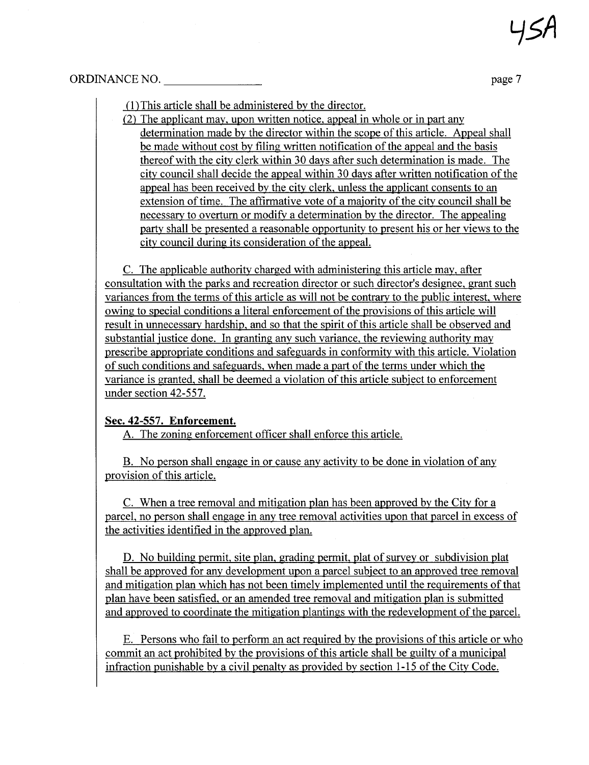(1) This article shall be administered by the director.

(2) The applicant may, upon written notice, appeal in whole or in part any determination made by the director within the scope of this article. Appeal shall be made without cost by filing written notification of the appeal and the basis thereof with the city clerk within 30 days after such determination is made. The city council shall decide the appeal within 30 days after written notification of the appeal has been received by the city clerk, unless the applicant consents to an extension of time. The affirmative vote of a majority of the city council shall be necessary to overturn or modify a determination by the director. The appealing party shall be presented a reasonable opportunity to present his or her views to the city council during its consideration of the appeal.

C. The applicable authority charged with administering this article may, after consultation with the parks and recreation director or such director's designee, grant such variances from the terms of this article as will not be contrary to the public interest, where owing to special conditions a literal enforcement of the provisions of this article will result in unnecessary hardship, and so that the spirit of this article shall be observed and substantial justice done. In granting any such variance, the reviewing authority may prescribe appropriate conditions and safeguards in conformity with this article. Violation of such conditions and safeguards, when made a part of the terms under which the variance is granted, shall be deemed a violation of this article subject to enforcement under section 42-557.

**Sec. 42-557. Enforcement.**

A. The zoning enforcement officer shall enforce this article.

B. No person shall engage in or cause any activity to be done in violation of any provision of this article.

C. When a tree removal and mitigation plan has been approved by the City for a parcel, no person shall engage in any tree removal activities upon that parcel in excess of the activities identified in the approved plan.

D. No building permit, site plan, grading permit, plat of survey or subdivision plat shall be approved for any development upon a parcel subject to an approved tree removal and mitigation plan which has not been timely implemented until the requirements of that plan have been satisfied, or an amended tree removal and mitigation plan is submitted and approved to coordinate the mitigation plantings with the redevelopment of the parcel.

E. Persons who fail to perform an act required by the provisions of this article or who commit an act prohibited by the provisions of this article shall be guilty of a municipal infraction punishable by a civil penalty as provided by section 1-15 of the City Code.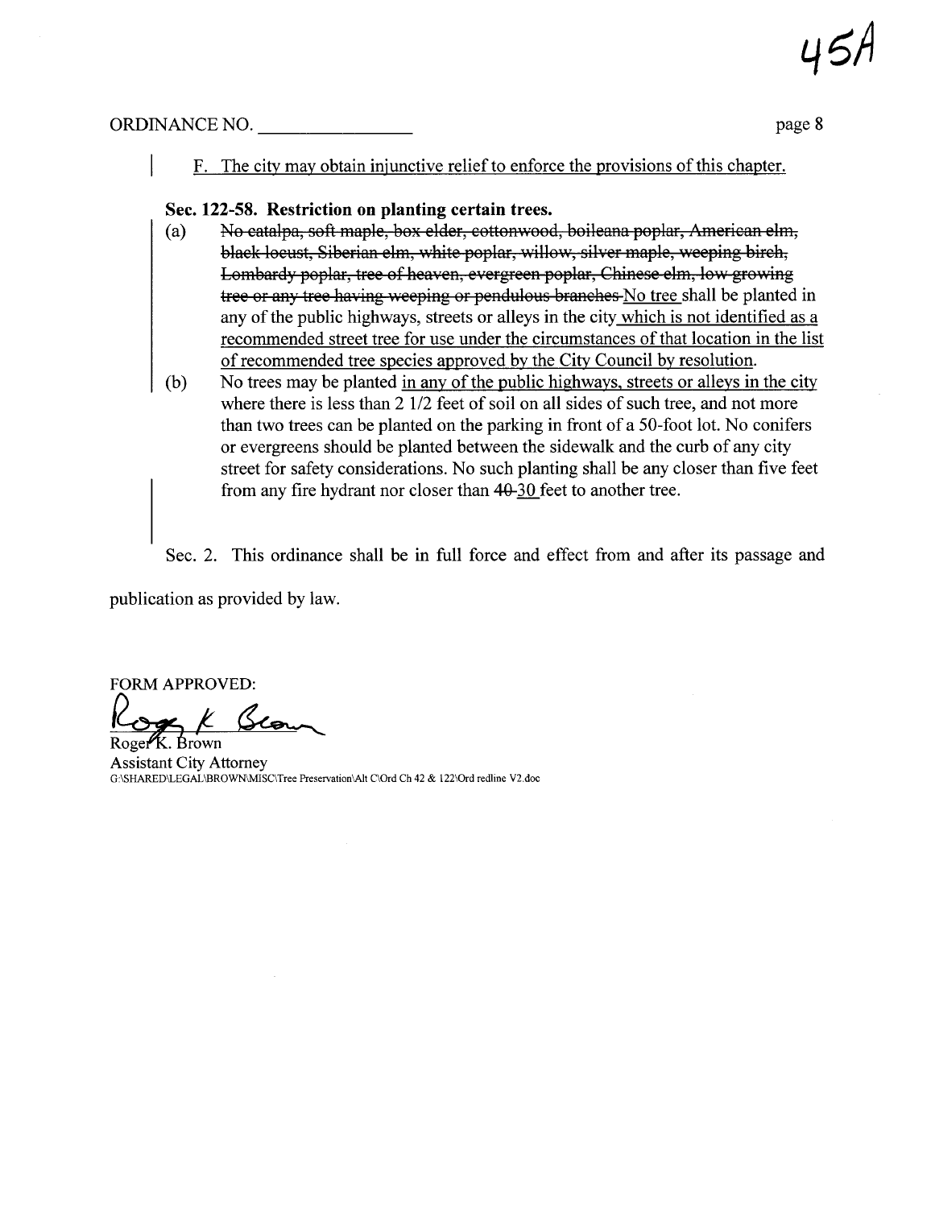ORDINANCE NO. \_\_\_\_\_\_\_\_\_\_\_\_\_\_\_\_

F. The city may obtain injunctive relief to enforce the provisions of this chapter.

**Sec. 122-58. Restriction on planting certain trees.**

(a) ~~No catalpa, soft maple, box elder, cottonwood, boileana poplar, American elm, black locust, Siberian elm, white poplar, willow, silver maple, weeping birch, Lombardy poplar, tree of heaven, evergreen poplar, Chinese elm, low growing tree or any tree having weeping or pendulous branches~~ No tree shall be planted in any of the public highways, streets or alleys in the city which is not identified as a recommended street tree for use under the circumstances of that location in the list of recommended tree species approved by the City Council by resolution.

(b) No trees may be planted in any of the public highways, streets or alleys in the city where there is less than 2 1/2 feet of soil on all sides of such tree, and not more than two trees can be planted on the parking in front of a 50-foot lot. No conifers or evergreens should be planted between the sidewalk and the curb of any city street for safety considerations. No such planting shall be any closer than five feet from any fire hydrant nor closer than ~~40~~ 30 feet to another tree.

Sec. 2. This ordinance shall be in full force and effect from and after its passage and publication as provided by law.

FORM APPROVED:

Roger K. Brown
Assistant City Attorney
G:\SHARED\LEGAL\BROWN\MISC\Tree Preservation\Alt C\Ord Ch 42 & 122\Ord redline V2.doc